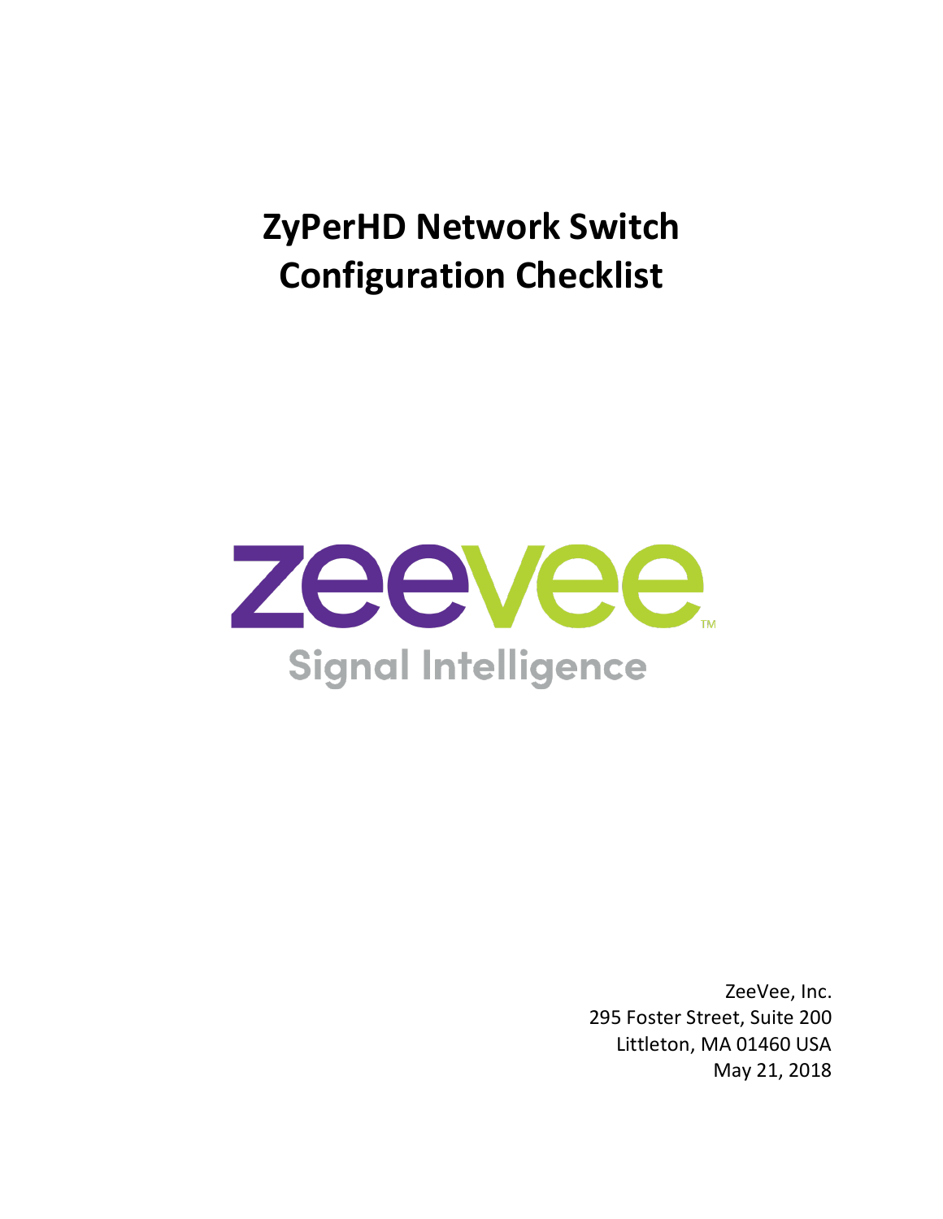# ZyPerHD Network Switch Configuration Checklist

zeevee™

Signal Intelligence

ZeeVee, Inc.
295 Foster Street, Suite 200
Littleton, MA 01460 USA
May 21, 2018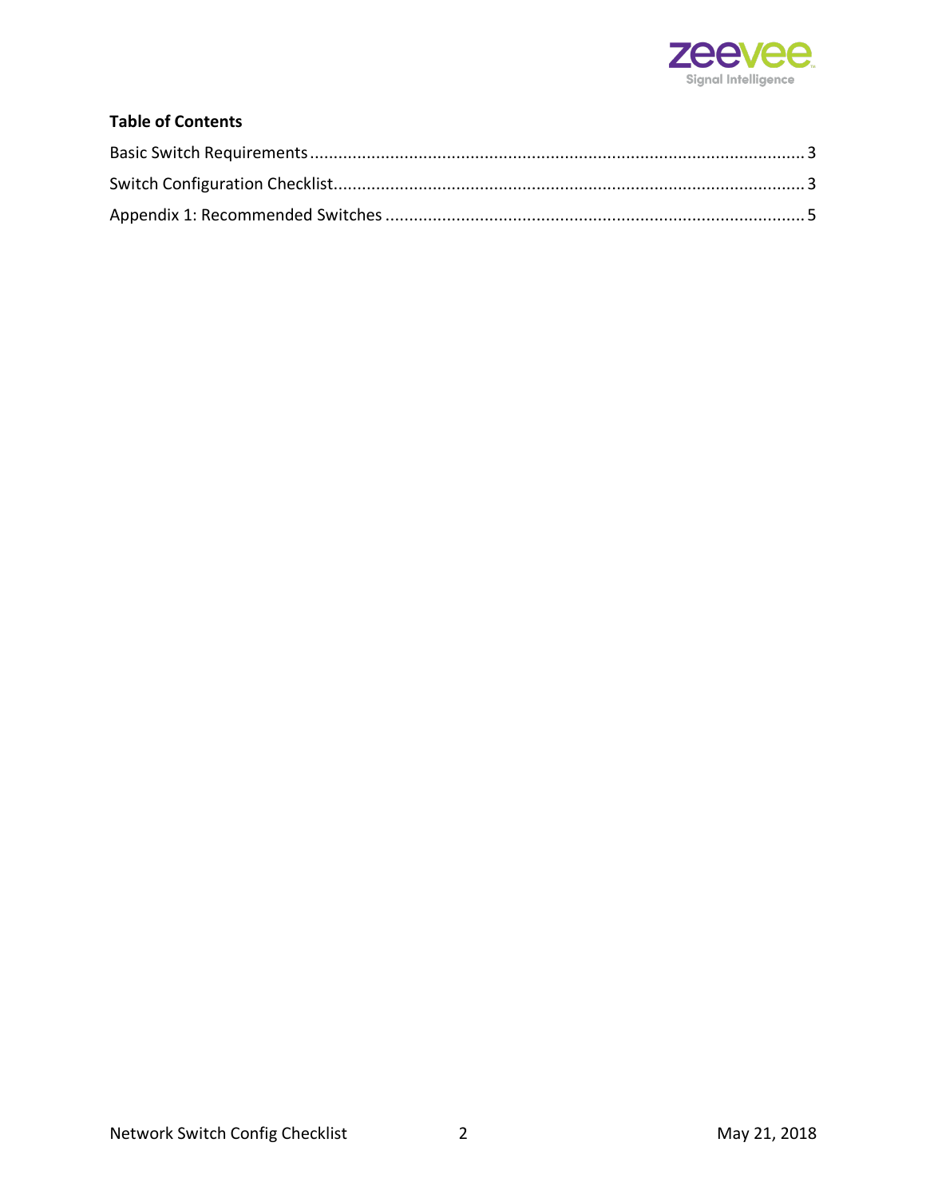**Table of Contents**

Basic Switch Requirements ........................................................................................................ 3

Switch Configuration Checklist.................................................................................................. 3

Appendix 1: Recommended Switches ....................................................................................... 5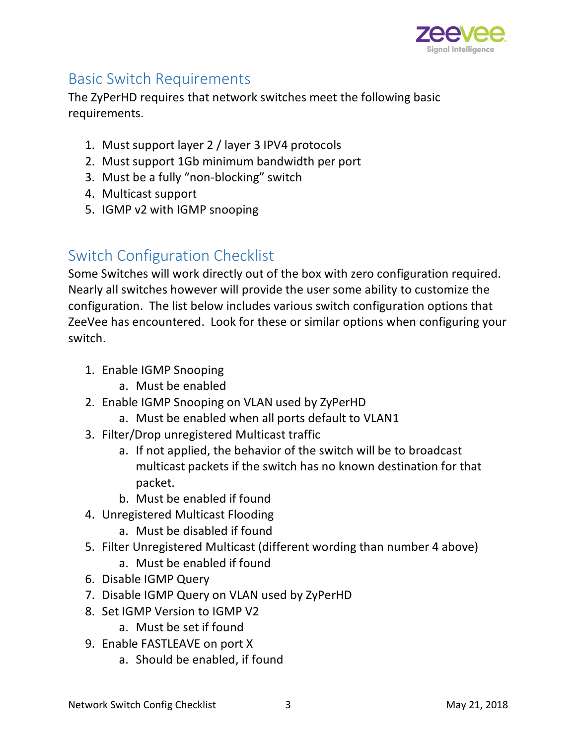## Basic Switch Requirements

The ZyPerHD requires that network switches meet the following basic requirements.

1. Must support layer 2 / layer 3 IPV4 protocols
2. Must support 1Gb minimum bandwidth per port
3. Must be a fully "non-blocking" switch
4. Multicast support
5. IGMP v2 with IGMP snooping

## Switch Configuration Checklist

Some Switches will work directly out of the box with zero configuration required. Nearly all switches however will provide the user some ability to customize the configuration. The list below includes various switch configuration options that ZeeVee has encountered. Look for these or similar options when configuring your switch.

1. Enable IGMP Snooping
   a. Must be enabled
2. Enable IGMP Snooping on VLAN used by ZyPerHD
   a. Must be enabled when all ports default to VLAN1
3. Filter/Drop unregistered Multicast traffic
   a. If not applied, the behavior of the switch will be to broadcast multicast packets if the switch has no known destination for that packet.
   b. Must be enabled if found
4. Unregistered Multicast Flooding
   a. Must be disabled if found
5. Filter Unregistered Multicast (different wording than number 4 above)
   a. Must be enabled if found
6. Disable IGMP Query
7. Disable IGMP Query on VLAN used by ZyPerHD
8. Set IGMP Version to IGMP V2
   a. Must be set if found
9. Enable FASTLEAVE on port X
   a. Should be enabled, if found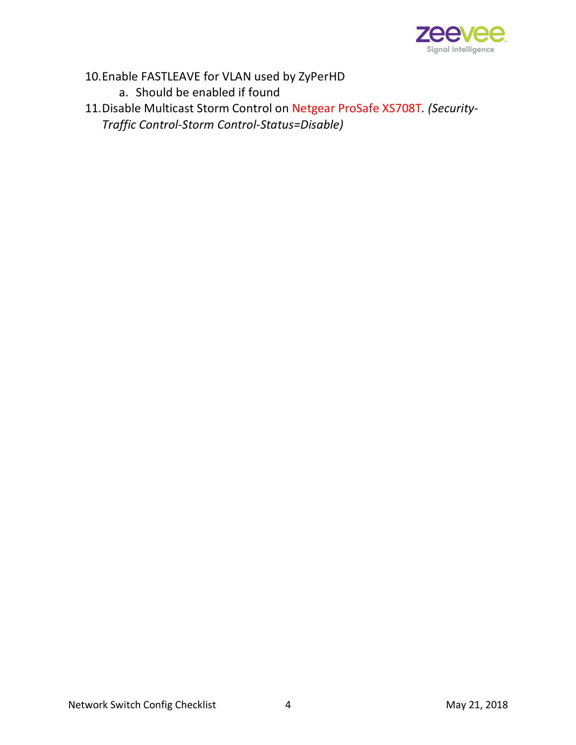10. Enable FASTLEAVE for VLAN used by ZyPerHD
    a. Should be enabled if found
11. Disable Multicast Storm Control on Netgear ProSafe XS708T. *(Security-Traffic Control-Storm Control-Status=Disable)*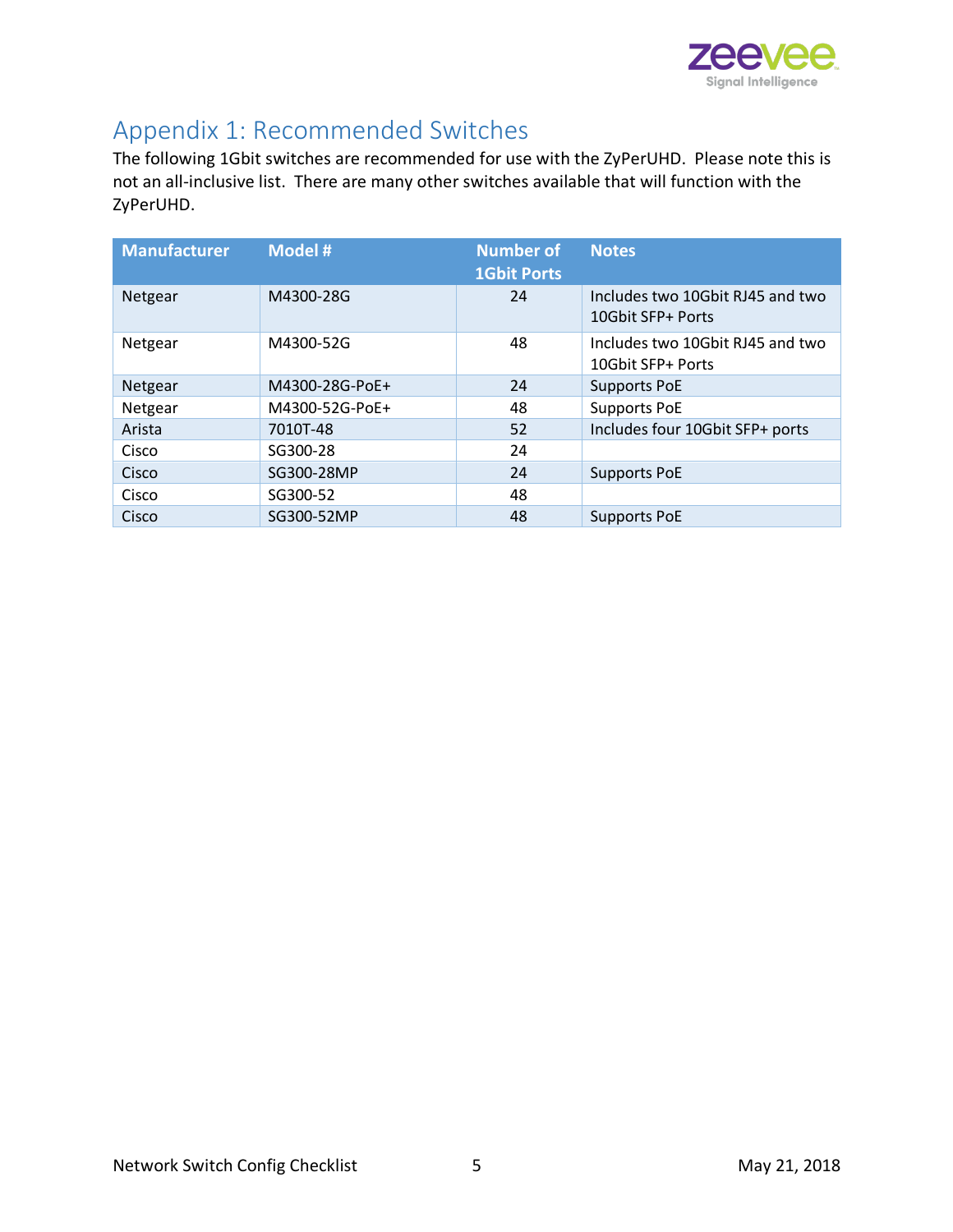# Appendix 1: Recommended Switches

The following 1Gbit switches are recommended for use with the ZyPerUHD. Please note this is not an all-inclusive list. There are many other switches available that will function with the ZyPerUHD.

| Manufacturer | Model # | Number of 1Gbit Ports | Notes |
| --- | --- | --- | --- |
| Netgear | M4300-28G | 24 | Includes two 10Gbit RJ45 and two 10Gbit SFP+ Ports |
| Netgear | M4300-52G | 48 | Includes two 10Gbit RJ45 and two 10Gbit SFP+ Ports |
| Netgear | M4300-28G-PoE+ | 24 | Supports PoE |
| Netgear | M4300-52G-PoE+ | 48 | Supports PoE |
| Arista | 7010T-48 | 52 | Includes four 10Gbit SFP+ ports |
| Cisco | SG300-28 | 24 | |
| Cisco | SG300-28MP | 24 | Supports PoE |
| Cisco | SG300-52 | 48 | |
| Cisco | SG300-52MP | 48 | Supports PoE |